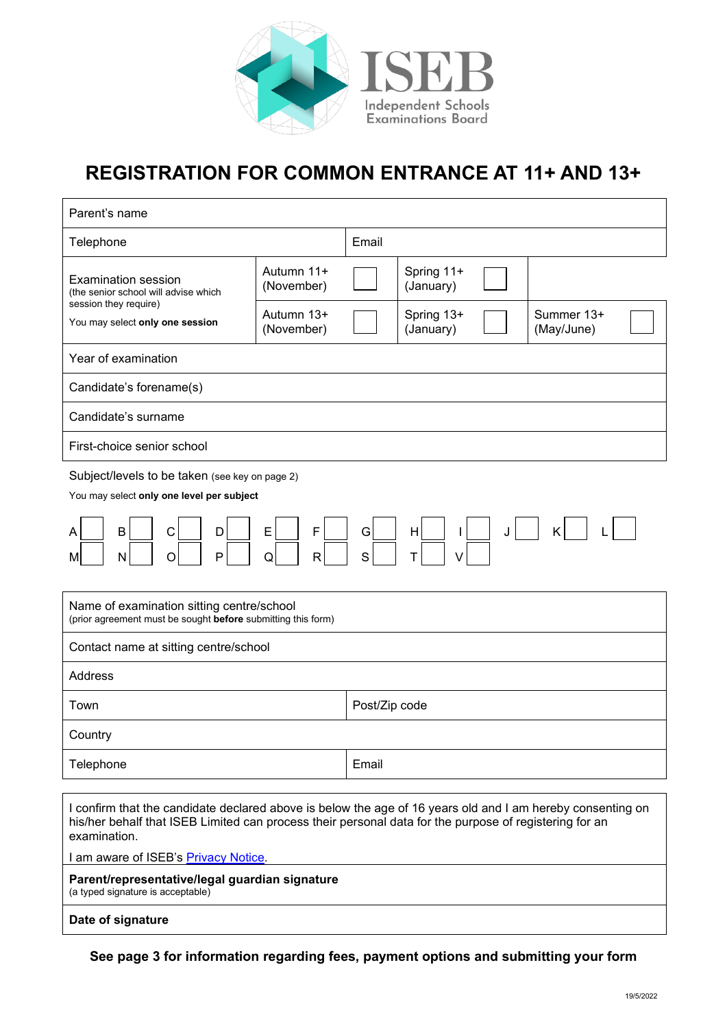ISEB
Independent Schools Examinations Board

# REGISTRATION FOR COMMON ENTRANCE AT 11+ AND 13+

| Parent's name | | | | | | |
|---|---|---|---|---|---|---|
| Telephone | | | Email | | | |
| Examination session (the senior school will advise which session they require) You may select **only one session** | Autumn 11+ (November) | ☐ | Spring 11+ (January) | ☐ | | |
| | Autumn 13+ (November) | ☐ | Spring 13+ (January) | ☐ | Summer 13+ (May/June) | ☐ |
| Year of examination | | | | | | |
| Candidate's forename(s) | | | | | | |
| Candidate's surname | | | | | | |
| First-choice senior school | | | | | | |

Subject/levels to be taken (see key on page 2)

You may select **only one level per subject**

A ☐ B ☐ C ☐ D ☐ E ☐ F ☐ G ☐ H ☐ I ☐ J ☐ K ☐ L ☐

M ☐ N ☐ O ☐ P ☐ Q ☐ R ☐ S ☐ T ☐ V ☐

| Name of examination sitting centre/school (prior agreement must be sought **before** submitting this form) | |
|---|---|
| Contact name at sitting centre/school | |
| Address | |
| Town | Post/Zip code |
| Country | |
| Telephone | Email |

I confirm that the candidate declared above is below the age of 16 years old and I am hereby consenting on his/her behalf that ISEB Limited can process their personal data for the purpose of registering for an examination.

I am aware of ISEB's Privacy Notice.

**Parent/representative/legal guardian signature**
(a typed signature is acceptable)

**Date of signature**

**See page 3 for information regarding fees, payment options and submitting your form**

19/5/2022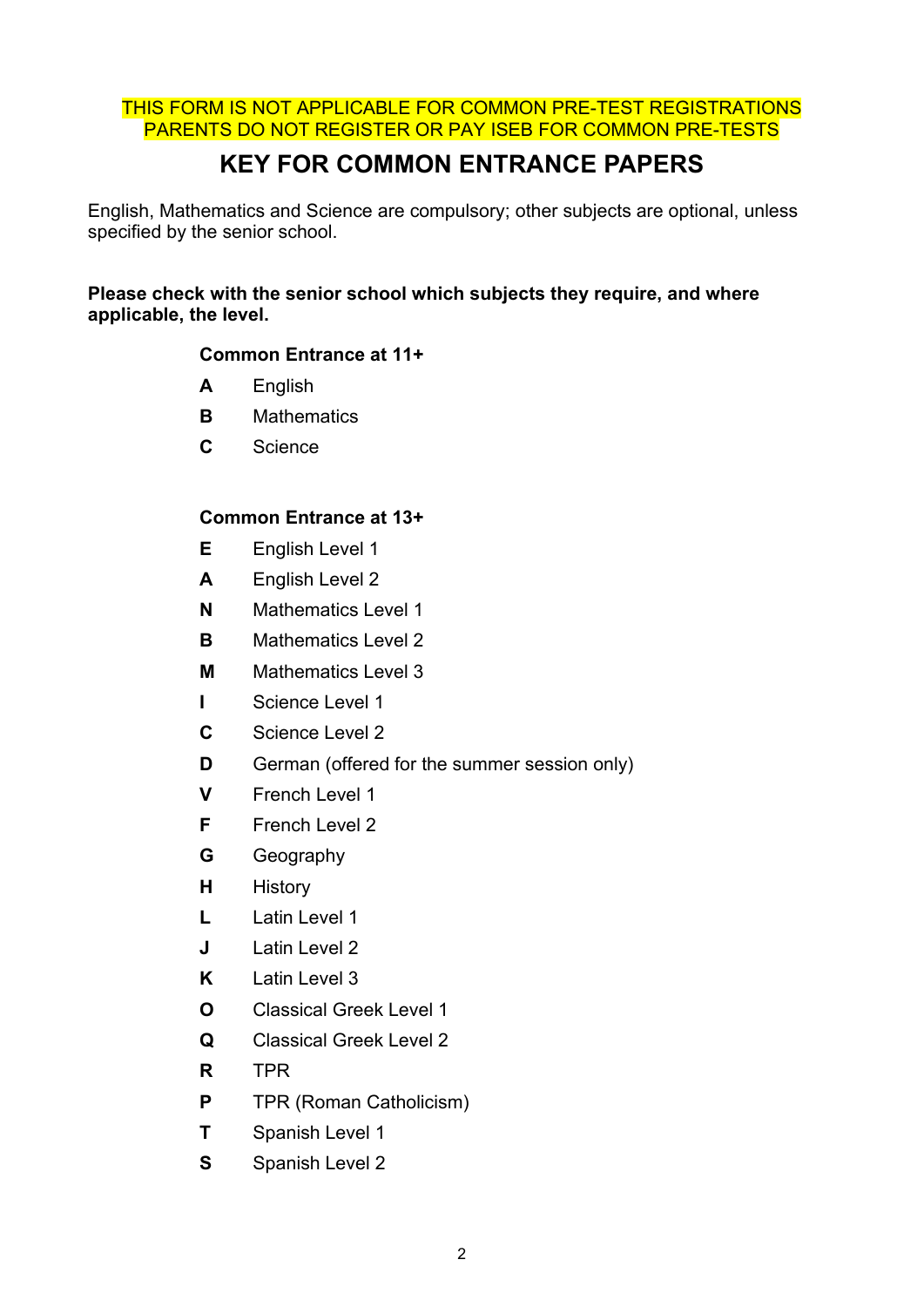THIS FORM IS NOT APPLICABLE FOR COMMON PRE-TEST REGISTRATIONS
PARENTS DO NOT REGISTER OR PAY ISEB FOR COMMON PRE-TESTS

# KEY FOR COMMON ENTRANCE PAPERS

English, Mathematics and Science are compulsory; other subjects are optional, unless specified by the senior school.

**Please check with the senior school which subjects they require, and where applicable, the level.**

**Common Entrance at 11+**

- **A** English
- **B** Mathematics
- **C** Science

**Common Entrance at 13+**

- **E** English Level 1
- **A** English Level 2
- **N** Mathematics Level 1
- **B** Mathematics Level 2
- **M** Mathematics Level 3
- **I** Science Level 1
- **C** Science Level 2
- **D** German (offered for the summer session only)
- **V** French Level 1
- **F** French Level 2
- **G** Geography
- **H** History
- **L** Latin Level 1
- **J** Latin Level 2
- **K** Latin Level 3
- **O** Classical Greek Level 1
- **Q** Classical Greek Level 2
- **R** TPR
- **P** TPR (Roman Catholicism)
- **T** Spanish Level 1
- **S** Spanish Level 2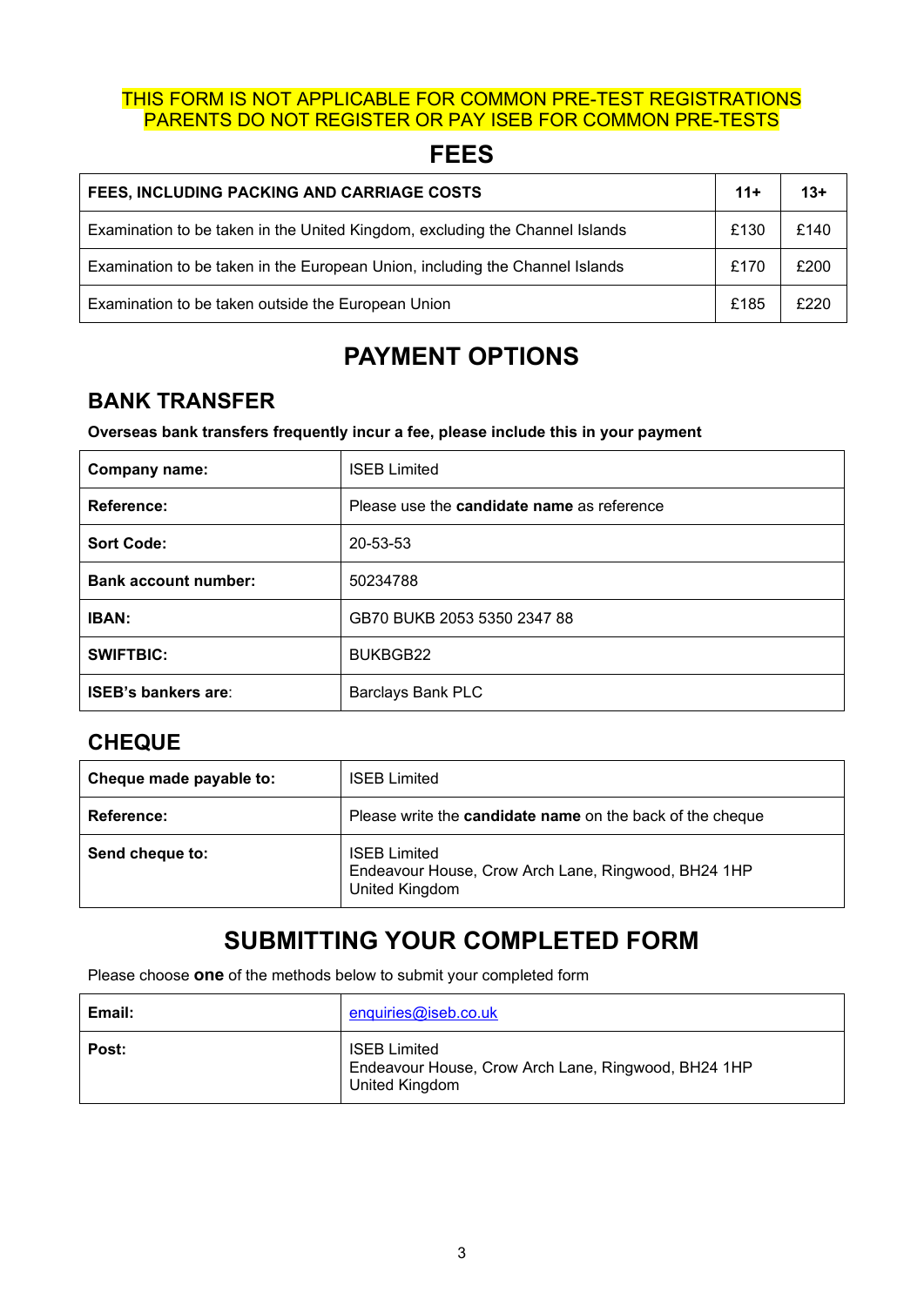THIS FORM IS NOT APPLICABLE FOR COMMON PRE-TEST REGISTRATIONS
PARENTS DO NOT REGISTER OR PAY ISEB FOR COMMON PRE-TESTS

# FEES

| FEES, INCLUDING PACKING AND CARRIAGE COSTS | 11+ | 13+ |
| --- | --- | --- |
| Examination to be taken in the United Kingdom, excluding the Channel Islands | £130 | £140 |
| Examination to be taken in the European Union, including the Channel Islands | £170 | £200 |
| Examination to be taken outside the European Union | £185 | £220 |

# PAYMENT OPTIONS

## BANK TRANSFER

**Overseas bank transfers frequently incur a fee, please include this in your payment**

| | |
| --- | --- |
| **Company name:** | ISEB Limited |
| **Reference:** | Please use the **candidate name** as reference |
| **Sort Code:** | 20-53-53 |
| **Bank account number:** | 50234788 |
| **IBAN:** | GB70 BUKB 2053 5350 2347 88 |
| **SWIFTBIC:** | BUKBGB22 |
| **ISEB's bankers are**: | Barclays Bank PLC |

## CHEQUE

| | |
| --- | --- |
| **Cheque made payable to:** | ISEB Limited |
| **Reference:** | Please write the **candidate name** on the back of the cheque |
| **Send cheque to:** | ISEB Limited<br>Endeavour House, Crow Arch Lane, Ringwood, BH24 1HP<br>United Kingdom |

# SUBMITTING YOUR COMPLETED FORM

Please choose **one** of the methods below to submit your completed form

| | |
| --- | --- |
| **Email:** | enquiries@iseb.co.uk |
| **Post:** | ISEB Limited<br>Endeavour House, Crow Arch Lane, Ringwood, BH24 1HP<br>United Kingdom |